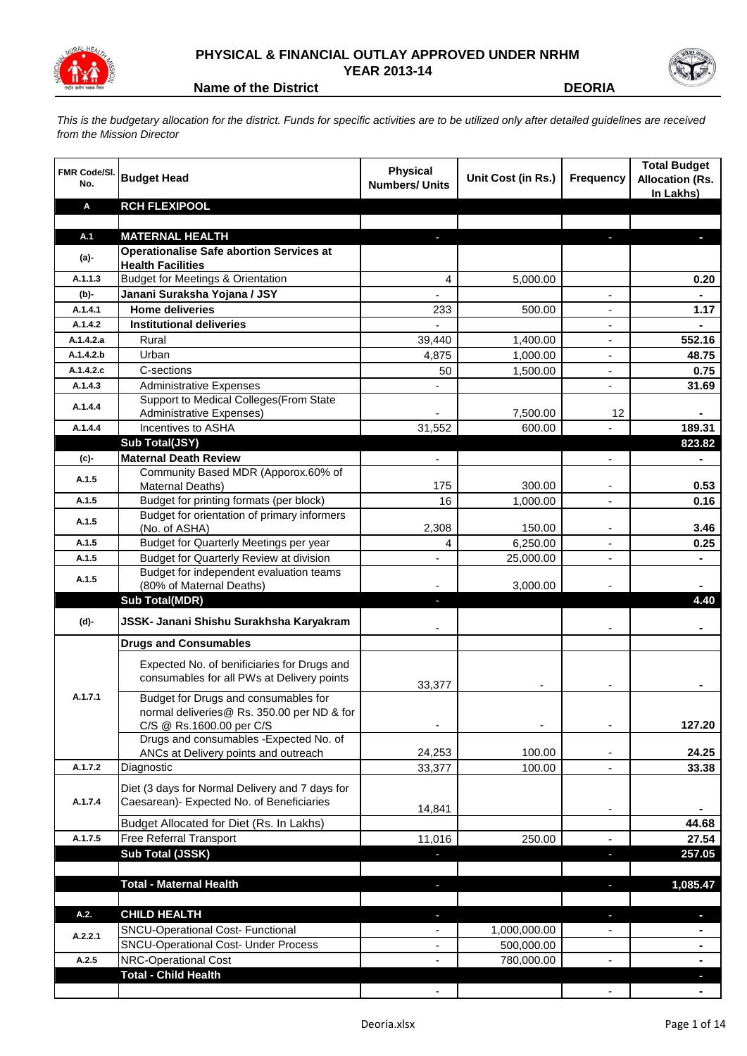# PHYSICAL & FINANCIAL OUTLAY APPROVED UNDER NRHM

## YEAR 2013-14

**Name of the District** **DEORIA**

*This is the budgetary allocation for the district. Funds for specific activities are to be utilized only after detailed guidelines are received from the Mission Director*

| FMR Code/Sl. No. | Budget Head | Physical Numbers/ Units | Unit Cost (in Rs.) | Frequency | Total Budget Allocation (Rs. In Lakhs) |
|---|---|---|---|---|---|
| **A** | **RCH FLEXIPOOL** | | | | |
| | | | | | |
| **A.1** | **MATERNAL HEALTH** | - | | - | - |
| **(a)-** | **Operationalise Safe abortion Services at Health Facilities** | | | | |
| A.1.1.3 | Budget for Meetings & Orientation | 4 | 5,000.00 | | 0.20 |
| **(b)-** | **Janani Suraksha Yojana / JSY** | - | | - | - |
| A.1.4.1 | **Home deliveries** | 233 | 500.00 | - | 1.17 |
| A.1.4.2 | **Institutional deliveries** | - | | - | - |
| A.1.4.2.a | Rural | 39,440 | 1,400.00 | - | 552.16 |
| A.1.4.2.b | Urban | 4,875 | 1,000.00 | - | 48.75 |
| A.1.4.2.c | C-sections | 50 | 1,500.00 | - | 0.75 |
| A.1.4.3 | Administrative Expenses | - | | - | 31.69 |
| A.1.4.4 | Support to Medical Colleges(From State Administrative Expenses) | - | 7,500.00 | 12 | - |
| A.1.4.4 | Incentives to ASHA | 31,552 | 600.00 | - | 189.31 |
| | **Sub Total(JSY)** | | | | **823.82** |
| **(c)-** | **Maternal Death Review** | - | | - | - |
| A.1.5 | Community Based MDR (Apporox.60% of Maternal Deaths) | 175 | 300.00 | - | 0.53 |
| A.1.5 | Budget for printing formats (per block) | 16 | 1,000.00 | - | 0.16 |
| A.1.5 | Budget for orientation of primary informers (No. of ASHA) | 2,308 | 150.00 | - | 3.46 |
| A.1.5 | Budget for Quarterly Meetings per year | 4 | 6,250.00 | - | 0.25 |
| A.1.5 | Budget for Quarterly Review at division | - | 25,000.00 | - | - |
| A.1.5 | Budget for independent evaluation teams (80% of Maternal Deaths) | - | 3,000.00 | - | - |
| | **Sub Total(MDR)** | - | | | **4.40** |
| **(d)-** | **JSSK- Janani Shishu Surakhsha Karyakram** | - | | - | - |
| | **Drugs and Consumables** | | | | |
| A.1.7.1 | Expected No. of benificiaries for Drugs and consumables for all PWs at Delivery points | 33,377 | - | - | - |
| | Budget for Drugs and consumables for normal deliveries@ Rs. 350.00 per ND & for C/S @ Rs.1600.00 per C/S | - | - | - | 127.20 |
| | Drugs and consumables -Expected No. of ANCs at Delivery points and outreach | 24,253 | 100.00 | - | 24.25 |
| A.1.7.2 | Diagnostic | 33,377 | 100.00 | - | 33.38 |
| A.1.7.4 | Diet (3 days for Normal Delivery and 7 days for Caesarean)- Expected No. of Beneficiaries | 14,841 | | - | - |
| | Budget Allocated for Diet (Rs. In Lakhs) | | | | 44.68 |
| A.1.7.5 | Free Referral Transport | 11,016 | 250.00 | - | 27.54 |
| | **Sub Total (JSSK)** | - | | - | **257.05** |
| | | | | | |
| | **Total - Maternal Health** | - | | - | **1,085.47** |
| | | | | | |
| **A.2.** | **CHILD HEALTH** | - | | - | - |
| A.2.2.1 | SNCU-Operational Cost- Functional | - | 1,000,000.00 | - | - |
| | SNCU-Operational Cost- Under Process | - | 500,000.00 | | - |
| A.2.5 | NRC-Operational Cost | - | 780,000.00 | - | - |
| | **Total - Child Health** | | | | - |
| | | - | | - | - |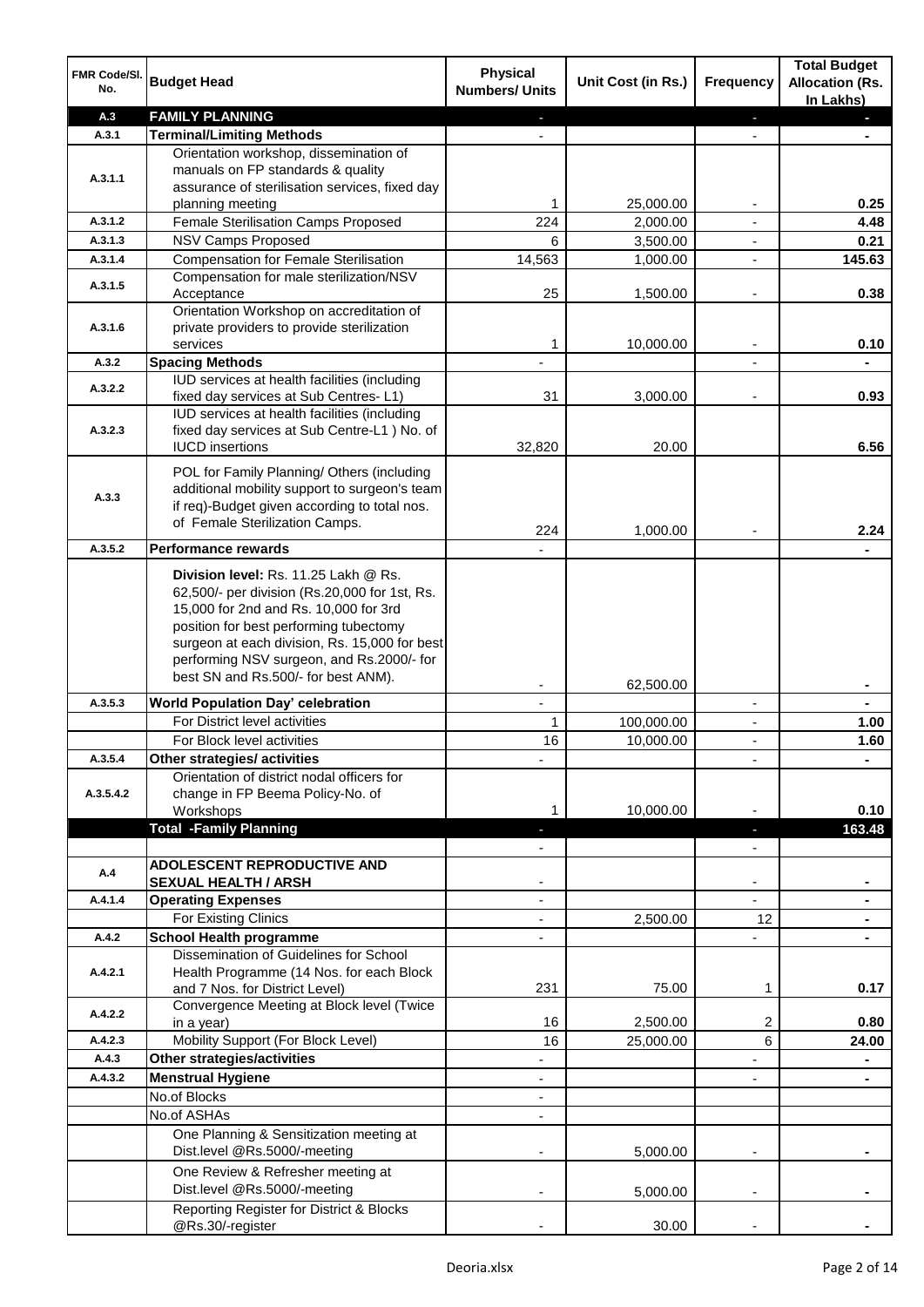| FMR Code/Sl. No. | Budget Head | Physical Numbers/ Units | Unit Cost (in Rs.) | Frequency | Total Budget Allocation (Rs. In Lakhs) |
|---|---|---|---|---|---|
| A.3 | **FAMILY PLANNING** | - | | - | - |
| A.3.1 | **Terminal/Limiting Methods** | - | | - | - |
| A.3.1.1 | Orientation workshop, dissemination of manuals on FP standards & quality assurance of sterilisation services, fixed day planning meeting | 1 | 25,000.00 | - | 0.25 |
| A.3.1.2 | Female Sterilisation Camps Proposed | 224 | 2,000.00 | - | 4.48 |
| A.3.1.3 | NSV Camps Proposed | 6 | 3,500.00 | - | 0.21 |
| A.3.1.4 | Compensation for Female Sterilisation | 14,563 | 1,000.00 | - | 145.63 |
| A.3.1.5 | Compensation for male sterilization/NSV Acceptance | 25 | 1,500.00 | - | 0.38 |
| A.3.1.6 | Orientation Workshop on accreditation of private providers to provide sterilization services | 1 | 10,000.00 | - | 0.10 |
| A.3.2 | **Spacing Methods** | - | | - | - |
| A.3.2.2 | IUD services at health facilities (including fixed day services at Sub Centres- L1) | 31 | 3,000.00 | - | 0.93 |
| A.3.2.3 | IUD services at health facilities (including fixed day services at Sub Centre-L1 ) No. of IUCD insertions | 32,820 | 20.00 | | 6.56 |
| A.3.3 | POL for Family Planning/ Others (including additional mobility support to surgeon's team if req)-Budget given according to total nos. of Female Sterilization Camps. | 224 | 1,000.00 | - | 2.24 |
| A.3.5.2 | **Performance rewards** | - | | | - |
| | **Division level:** Rs. 11.25 Lakh @ Rs. 62,500/- per division (Rs.20,000 for 1st, Rs. 15,000 for 2nd and Rs. 10,000 for 3rd position for best performing tubectomy surgeon at each division, Rs. 15,000 for best performing NSV surgeon, and Rs.2000/- for best SN and Rs.500/- for best ANM). | - | 62,500.00 | | - |
| A.3.5.3 | **World Population Day' celebration** | - | | - | - |
| | For District level activities | 1 | 100,000.00 | - | 1.00 |
| | For Block level activities | 16 | 10,000.00 | - | 1.60 |
| A.3.5.4 | **Other strategies/ activities** | - | | - | - |
| A.3.5.4.2 | Orientation of district nodal officers for change in FP Beema Policy-No. of Workshops | 1 | 10,000.00 | - | 0.10 |
| | **Total -Family Planning** | - | | - | **163.48** |
| | | - | | - | |
| A.4 | **ADOLESCENT REPRODUCTIVE AND SEXUAL HEALTH / ARSH** | - | | - | - |
| A.4.1.4 | **Operating Expenses** | - | | - | - |
| | For Existing Clinics | - | 2,500.00 | 12 | - |
| A.4.2 | **School Health programme** | - | | - | - |
| A.4.2.1 | Dissemination of Guidelines for School Health Programme (14 Nos. for each Block and 7 Nos. for District Level) | 231 | 75.00 | 1 | 0.17 |
| A.4.2.2 | Convergence Meeting at Block level (Twice in a year) | 16 | 2,500.00 | 2 | 0.80 |
| A.4.2.3 | Mobility Support (For Block Level) | 16 | 25,000.00 | 6 | 24.00 |
| A.4.3 | **Other strategies/activities** | - | | - | - |
| A.4.3.2 | **Menstrual Hygiene** | - | | - | - |
| | No.of Blocks | - | | | |
| | No.of ASHAs | - | | | |
| | One Planning & Sensitization meeting at Dist.level @Rs.5000/-meeting | - | 5,000.00 | - | - |
| | One Review & Refresher meeting at Dist.level @Rs.5000/-meeting | - | 5,000.00 | - | - |
| | Reporting Register for District & Blocks @Rs.30/-register | - | 30.00 | - | - |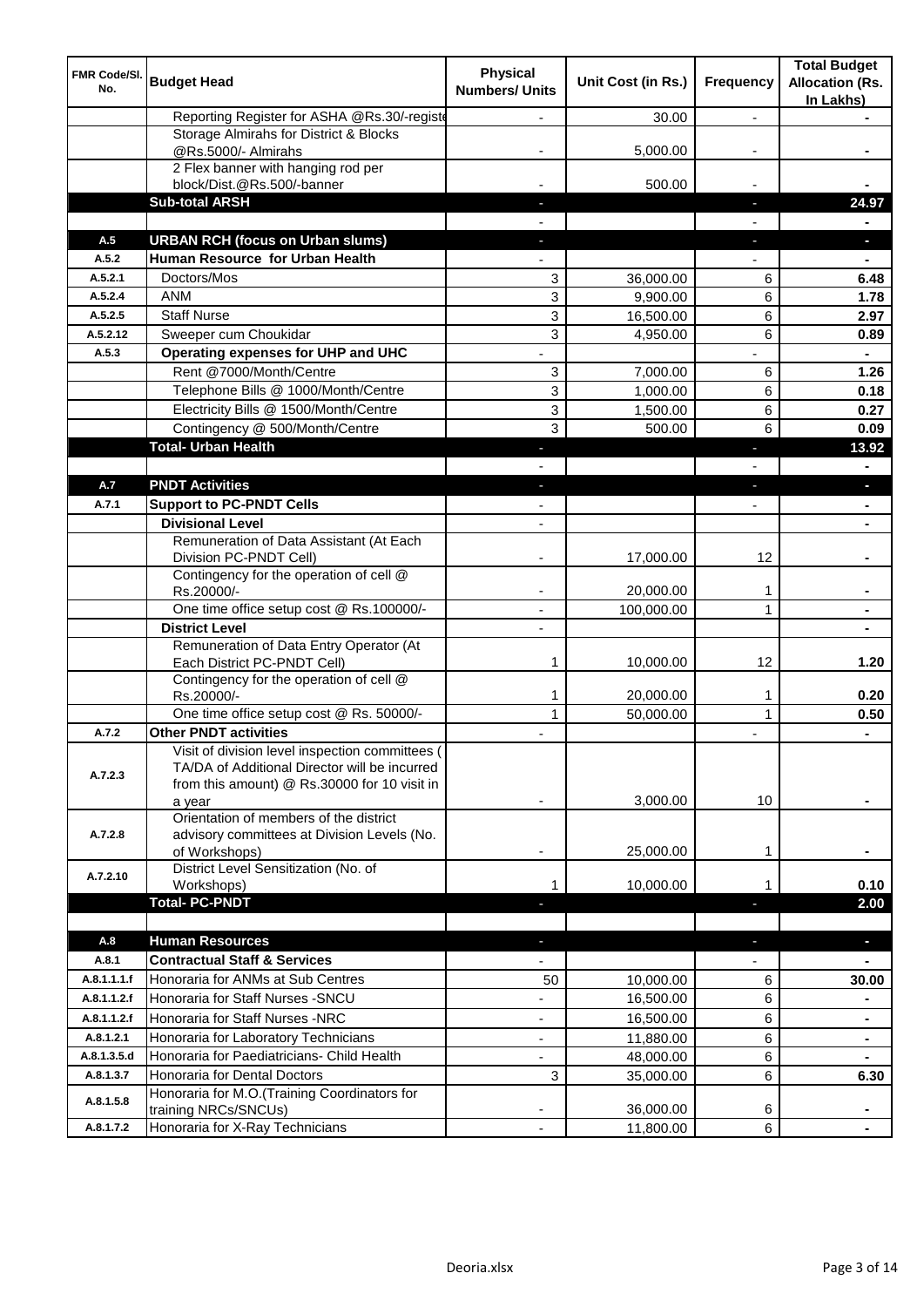| FMR Code/Sl. No. | Budget Head | Physical Numbers/ Units | Unit Cost (in Rs.) | Frequency | Total Budget Allocation (Rs. In Lakhs) |
|---|---|---|---|---|---|
| | Reporting Register for ASHA @Rs.30/-registe | - | 30.00 | - | - |
| | Storage Almirahs for District & Blocks @Rs.5000/- Almirahs | - | 5,000.00 | - | - |
| | 2 Flex banner with hanging rod per block/Dist.@Rs.500/-banner | - | 500.00 | - | - |
| | **Sub-total ARSH** | - | | - | **24.97** |
| | | - | | - | - |
| **A.5** | **URBAN RCH (focus on Urban slums)** | - | | - | - |
| **A.5.2** | **Human Resource for Urban Health** | - | | - | - |
| A.5.2.1 | Doctors/Mos | 3 | 36,000.00 | 6 | **6.48** |
| A.5.2.4 | ANM | 3 | 9,900.00 | 6 | **1.78** |
| A.5.2.5 | Staff Nurse | 3 | 16,500.00 | 6 | **2.97** |
| A.5.2.12 | Sweeper cum Choukidar | 3 | 4,950.00 | 6 | **0.89** |
| **A.5.3** | **Operating expenses for UHP and UHC** | - | | - | - |
| | Rent @7000/Month/Centre | 3 | 7,000.00 | 6 | **1.26** |
| | Telephone Bills @ 1000/Month/Centre | 3 | 1,000.00 | 6 | **0.18** |
| | Electricity Bills @ 1500/Month/Centre | 3 | 1,500.00 | 6 | **0.27** |
| | Contingency @ 500/Month/Centre | 3 | 500.00 | 6 | **0.09** |
| | **Total- Urban Health** | - | | - | **13.92** |
| | | - | | - | - |
| **A.7** | **PNDT Activities** | - | | - | - |
| **A.7.1** | **Support to PC-PNDT Cells** | - | | - | - |
| | **Divisional Level** | - | | | - |
| | Remuneration of Data Assistant (At Each Division PC-PNDT Cell) | - | 17,000.00 | 12 | - |
| | Contingency for the operation of cell @ Rs.20000/- | - | 20,000.00 | 1 | - |
| | One time office setup cost @ Rs.100000/- | - | 100,000.00 | 1 | - |
| | **District Level** | - | | | - |
| | Remuneration of Data Entry Operator (At Each District PC-PNDT Cell) | 1 | 10,000.00 | 12 | **1.20** |
| | Contingency for the operation of cell @ Rs.20000/- | 1 | 20,000.00 | 1 | **0.20** |
| | One time office setup cost @ Rs. 50000/- | 1 | 50,000.00 | 1 | **0.50** |
| **A.7.2** | **Other PNDT activities** | - | | - | - |
| A.7.2.3 | Visit of division level inspection committees ( TA/DA of Additional Director will be incurred from this amount) @ Rs.30000 for 10 visit in a year | - | 3,000.00 | 10 | - |
| A.7.2.8 | Orientation of members of the district advisory committees at Division Levels (No. of Workshops) | - | 25,000.00 | 1 | - |
| A.7.2.10 | District Level Sensitization (No. of Workshops) | 1 | 10,000.00 | 1 | **0.10** |
| | **Total- PC-PNDT** | - | | - | **2.00** |
| | | | | | |
| **A.8** | **Human Resources** | - | | - | - |
| **A.8.1** | **Contractual Staff & Services** | - | | - | - |
| A.8.1.1.1.f | Honoraria for ANMs at Sub Centres | 50 | 10,000.00 | 6 | **30.00** |
| A.8.1.1.2.f | Honoraria for Staff Nurses -SNCU | - | 16,500.00 | 6 | - |
| A.8.1.1.2.f | Honoraria for Staff Nurses -NRC | - | 16,500.00 | 6 | - |
| A.8.1.2.1 | Honoraria for Laboratory Technicians | - | 11,880.00 | 6 | - |
| A.8.1.3.5.d | Honoraria for Paediatricians- Child Health | - | 48,000.00 | 6 | - |
| A.8.1.3.7 | Honoraria for Dental Doctors | 3 | 35,000.00 | 6 | **6.30** |
| A.8.1.5.8 | Honoraria for M.O.(Training Coordinators for training NRCs/SNCUs) | - | 36,000.00 | 6 | - |
| A.8.1.7.2 | Honoraria for X-Ray Technicians | - | 11,800.00 | 6 | - |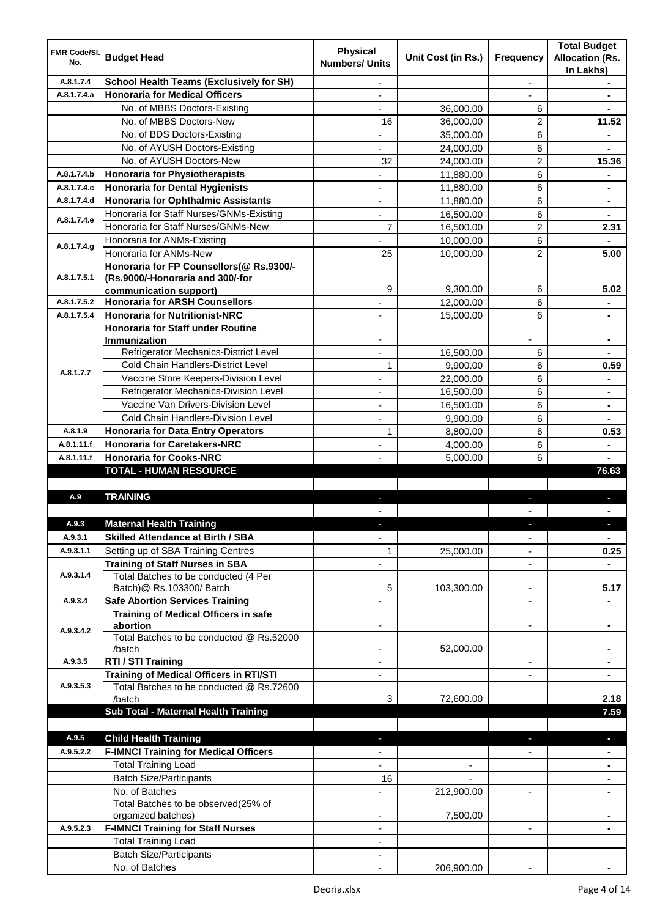| FMR Code/Sl. No. | Budget Head | Physical Numbers/ Units | Unit Cost (in Rs.) | Frequency | Total Budget Allocation (Rs. In Lakhs) |
|---|---|---|---|---|---|
| A.8.1.7.4 | **School Health Teams (Exclusively for SH)** | - | | - | - |
| A.8.1.7.4.a | **Honoraria for Medical Officers** | - | | - | - |
| | No. of MBBS Doctors-Existing | - | 36,000.00 | 6 | - |
| | No. of MBBS Doctors-New | 16 | 36,000.00 | 2 | **11.52** |
| | No. of BDS Doctors-Existing | - | 35,000.00 | 6 | - |
| | No. of AYUSH Doctors-Existing | - | 24,000.00 | 6 | - |
| | No. of AYUSH Doctors-New | 32 | 24,000.00 | 2 | **15.36** |
| A.8.1.7.4.b | **Honoraria for Physiotherapists** | - | 11,880.00 | 6 | - |
| A.8.1.7.4.c | **Honoraria for Dental Hygienists** | - | 11,880.00 | 6 | - |
| A.8.1.7.4.d | **Honoraria for Ophthalmic Assistants** | - | 11,880.00 | 6 | - |
| A.8.1.7.4.e | Honoraria for Staff Nurses/GNMs-Existing | - | 16,500.00 | 6 | - |
| | Honoraria for Staff Nurses/GNMs-New | 7 | 16,500.00 | 2 | **2.31** |
| A.8.1.7.4.g | Honoraria for ANMs-Existing | - | 10,000.00 | 6 | - |
| | Honoraria for ANMs-New | 25 | 10,000.00 | 2 | **5.00** |
| A.8.1.7.5.1 | **Honoraria for FP Counsellors(@ Rs.9300/- (Rs.9000/-Honoraria and 300/-for communication support)** | 9 | 9,300.00 | 6 | **5.02** |
| A.8.1.7.5.2 | **Honoraria for ARSH Counsellors** | - | 12,000.00 | 6 | - |
| A.8.1.7.5.4 | **Honoraria for Nutritionist-NRC** | - | 15,000.00 | 6 | - |
| A.8.1.7.7 | **Honoraria for Staff under Routine Immunization** | - | | - | - |
| | Refrigerator Mechanics-District Level | - | 16,500.00 | 6 | - |
| | Cold Chain Handlers-District Level | 1 | 9,900.00 | 6 | **0.59** |
| | Vaccine Store Keepers-Division Level | - | 22,000.00 | 6 | - |
| | Refrigerator Mechanics-Division Level | - | 16,500.00 | 6 | - |
| | Vaccine Van Drivers-Division Level | - | 16,500.00 | 6 | - |
| | Cold Chain Handlers-Division Level | - | 9,900.00 | 6 | - |
| A.8.1.9 | **Honoraria for Data Entry Operators** | 1 | 8,800.00 | 6 | **0.53** |
| A.8.1.11.f | **Honoraria for Caretakers-NRC** | - | 4,000.00 | 6 | - |
| A.8.1.11.f | **Honoraria for Cooks-NRC** | - | 5,000.00 | 6 | - |
| | **TOTAL - HUMAN RESOURCE** | | | | **76.63** |
| | | | | | |
| A.9 | **TRAINING** | - | | - | - |
| | | - | | - | - |
| A.9.3 | **Maternal Health Training** | - | | - | - |
| A.9.3.1 | **Skilled Attendance at Birth / SBA** | - | | - | - |
| A.9.3.1.1 | Setting up of SBA Training Centres | 1 | 25,000.00 | - | **0.25** |
| A.9.3.1.4 | **Training of Staff Nurses in SBA** | - | | - | - |
| | Total Batches to be conducted (4 Per Batch)@ Rs.103300/ Batch | 5 | 103,300.00 | - | **5.17** |
| A.9.3.4 | **Safe Abortion Services Training** | - | | - | - |
| A.9.3.4.2 | **Training of Medical Officers in safe abortion** | - | | - | - |
| | Total Batches to be conducted @ Rs.52000 /batch | - | 52,000.00 | | - |
| A.9.3.5 | **RTI / STI Training** | - | | - | - |
| A.9.3.5.3 | **Training of Medical Officers in RTI/STI** | - | | - | - |
| | Total Batches to be conducted @ Rs.72600 /batch | 3 | 72,600.00 | | **2.18** |
| | **Sub Total - Maternal Health Training** | | | | **7.59** |
| | | | | | |
| A.9.5 | **Child Health Training** | - | | - | - |
| A.9.5.2.2 | **F-IMNCI Training for Medical Officers** | - | | - | - |
| | Total Training Load | - | - | | - |
| | Batch Size/Participants | 16 | - | | - |
| | No. of Batches | - | 212,900.00 | - | - |
| | Total Batches to be observed(25% of organized batches) | - | 7,500.00 | | - |
| A.9.5.2.3 | **F-IMNCI Training for Staff Nurses** | - | | - | - |
| | Total Training Load | - | | | |
| | Batch Size/Participants | - | | | |
| | No. of Batches | - | 206,900.00 | - | - |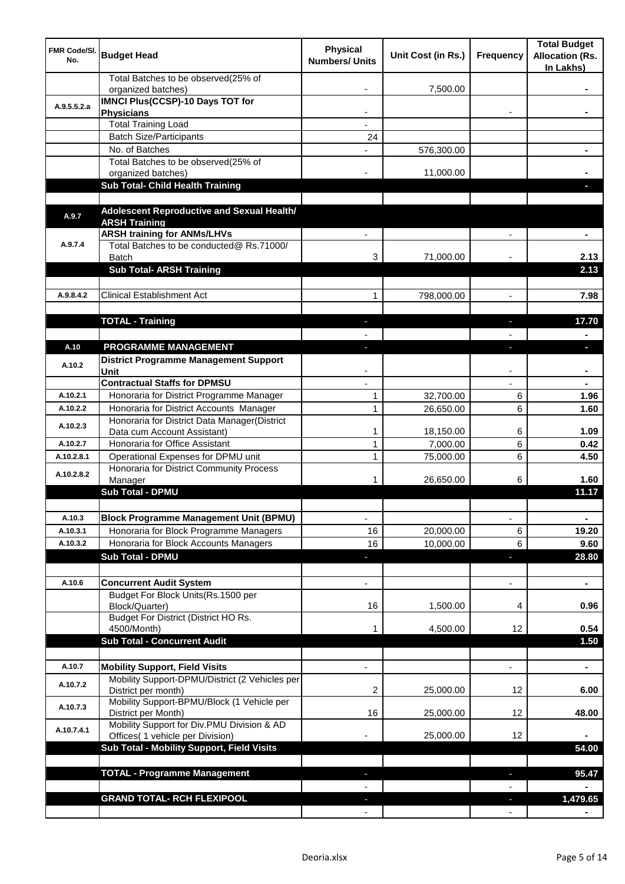| FMR Code/Sl. No. | Budget Head | Physical Numbers/ Units | Unit Cost (in Rs.) | Frequency | Total Budget Allocation (Rs. In Lakhs) |
|---|---|---|---|---|---|
| | Total Batches to be observed(25% of organized batches) | - | 7,500.00 | | - |
| A.9.5.5.2.a | **IMNCI Plus(CCSP)-10 Days TOT for Physicians** | - | | - | - |
| | Total Training Load | - | | | |
| | Batch Size/Participants | 24 | | | |
| | No. of Batches | - | 576,300.00 | | - |
| | Total Batches to be observed(25% of organized batches) | - | 11,000.00 | | - |
| | **Sub Total- Child Health Training** | | | | - |
| | | | | | |
| A.9.7 | **Adolescent Reproductive and Sexual Health/ ARSH Training** | | | | |
| A.9.7.4 | **ARSH training for ANMs/LHVs** | - | | - | - |
| | Total Batches to be conducted@ Rs.71000/ Batch | 3 | 71,000.00 | - | 2.13 |
| | **Sub Total- ARSH Training** | | | | 2.13 |
| | | | | | |
| A.9.8.4.2 | Clinical Establishment Act | 1 | 798,000.00 | - | 7.98 |
| | | | | | |
| | **TOTAL - Training** | - | | - | 17.70 |
| | | - | | - | - |
| A.10 | **PROGRAMME MANAGEMENT** | - | | - | - |
| A.10.2 | **District Programme Management Support Unit** | - | | - | - |
| | **Contractual Staffs for DPMSU** | - | | - | - |
| A.10.2.1 | Honoraria for District Programme Manager | 1 | 32,700.00 | 6 | 1.96 |
| A.10.2.2 | Honoraria for District Accounts Manager | 1 | 26,650.00 | 6 | 1.60 |
| A.10.2.3 | Honoraria for District Data Manager(District Data cum Account Assistant) | 1 | 18,150.00 | 6 | 1.09 |
| A.10.2.7 | Honoraria for Office Assistant | 1 | 7,000.00 | 6 | 0.42 |
| A.10.2.8.1 | Operational Expenses for DPMU unit | 1 | 75,000.00 | 6 | 4.50 |
| A.10.2.8.2 | Honoraria for District Community Process Manager | 1 | 26,650.00 | 6 | 1.60 |
| | **Sub Total - DPMU** | | | | 11.17 |
| | | | | | |
| A.10.3 | **Block Programme Management Unit (BPMU)** | - | | - | - |
| A.10.3.1 | Honoraria for Block Programme Managers | 16 | 20,000.00 | 6 | 19.20 |
| A.10.3.2 | Honoraria for Block Accounts Managers | 16 | 10,000.00 | 6 | 9.60 |
| | **Sub Total - DPMU** | - | | - | 28.80 |
| | | | | | |
| A.10.6 | **Concurrent Audit System** | - | | - | - |
| | Budget For Block Units(Rs.1500 per Block/Quarter) | 16 | 1,500.00 | 4 | 0.96 |
| | Budget For District (District HO Rs. 4500/Month) | 1 | 4,500.00 | 12 | 0.54 |
| | **Sub Total - Concurrent Audit** | | | | 1.50 |
| | | | | | |
| A.10.7 | **Mobility Support, Field Visits** | - | | - | - |
| A.10.7.2 | Mobility Support-DPMU/District (2 Vehicles per District per month) | 2 | 25,000.00 | 12 | 6.00 |
| A.10.7.3 | Mobility Support-BPMU/Block (1 Vehicle per District per Month) | 16 | 25,000.00 | 12 | 48.00 |
| A.10.7.4.1 | Mobility Support for Div.PMU Division & AD Offices( 1 vehicle per Division) | - | 25,000.00 | 12 | - |
| | **Sub Total - Mobility Support, Field Visits** | | | | 54.00 |
| | | | | | |
| | **TOTAL - Programme Management** | - | | - | 95.47 |
| | | - | | - | - |
| | **GRAND TOTAL- RCH FLEXIPOOL** | - | | - | 1,479.65 |
| | | - | | - | - |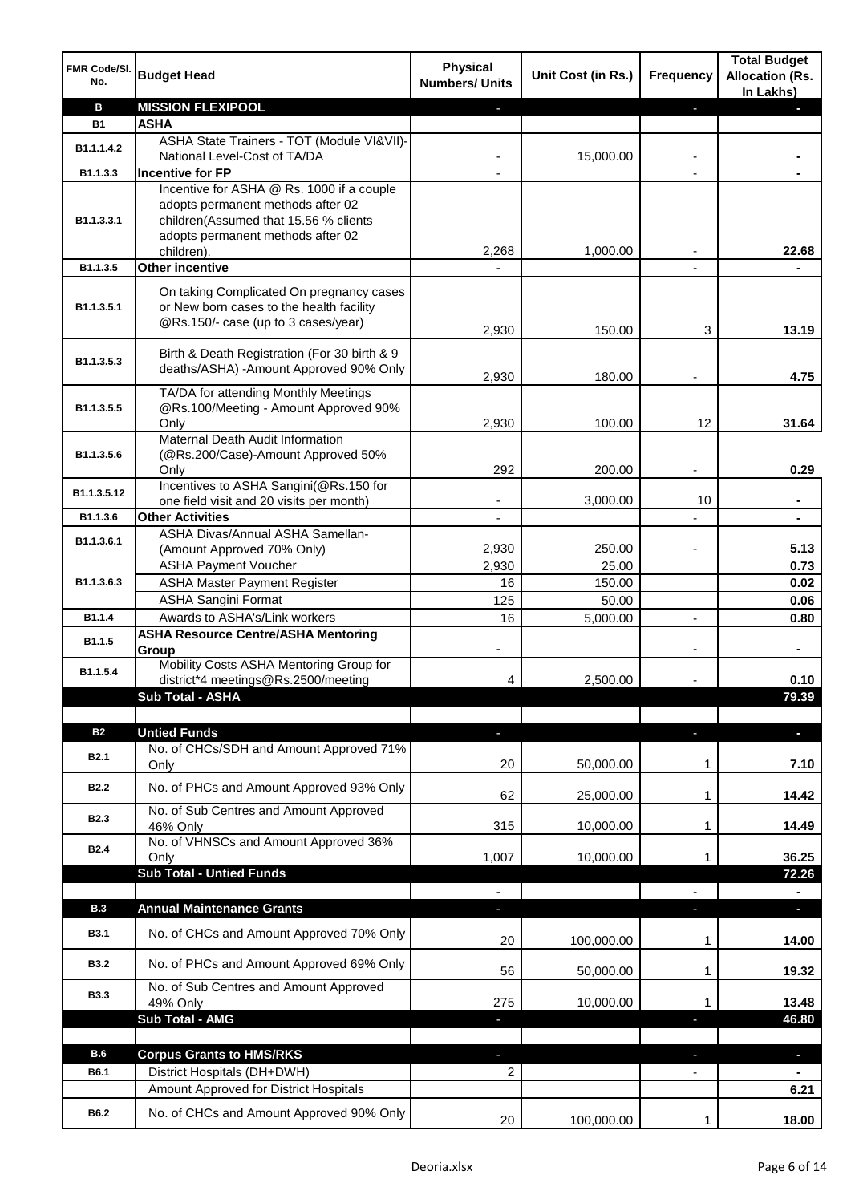| FMR Code/Sl. No. | Budget Head | Physical Numbers/ Units | Unit Cost (in Rs.) | Frequency | Total Budget Allocation (Rs. In Lakhs) |
|---|---|---|---|---|---|
| **B** | **MISSION FLEXIPOOL** | - | | - | - |
| **B1** | **ASHA** | | | | |
| B1.1.1.4.2 | ASHA State Trainers - TOT (Module VI&VII)-National Level-Cost of TA/DA | - | 15,000.00 | - | - |
| B1.1.3.3 | **Incentive for FP** | - | | - | - |
| B1.1.3.3.1 | Incentive for ASHA @ Rs. 1000 if a couple adopts permanent methods after 02 children(Assumed that 15.56 % clients adopts permanent methods after 02 children). | 2,268 | 1,000.00 | - | 22.68 |
| B1.1.3.5 | **Other incentive** | - | | - | - |
| B1.1.3.5.1 | On taking Complicated On pregnancy cases or New born cases to the health facility @Rs.150/- case (up to 3 cases/year) | 2,930 | 150.00 | 3 | 13.19 |
| B1.1.3.5.3 | Birth & Death Registration (For 30 birth & 9 deaths/ASHA) -Amount Approved 90% Only | 2,930 | 180.00 | - | 4.75 |
| B1.1.3.5.5 | TA/DA for attending Monthly Meetings @Rs.100/Meeting - Amount Approved 90% Only | 2,930 | 100.00 | 12 | 31.64 |
| B1.1.3.5.6 | Maternal Death Audit Information (@Rs.200/Case)-Amount Approved 50% Only | 292 | 200.00 | - | 0.29 |
| B1.1.3.5.12 | Incentives to ASHA Sangini(@Rs.150 for one field visit and 20 visits per month) | - | 3,000.00 | 10 | - |
| B1.1.3.6 | **Other Activities** | - | | - | - |
| B1.1.3.6.1 | ASHA Divas/Annual ASHA Samellan-(Amount Approved 70% Only) | 2,930 | 250.00 | - | 5.13 |
| B1.1.3.6.3 | ASHA Payment Voucher | 2,930 | 25.00 | | 0.73 |
| | ASHA Master Payment Register | 16 | 150.00 | | 0.02 |
| | ASHA Sangini Format | 125 | 50.00 | | 0.06 |
| B1.1.4 | Awards to ASHA's/Link workers | 16 | 5,000.00 | - | 0.80 |
| B1.1.5 | **ASHA Resource Centre/ASHA Mentoring Group** | - | | - | - |
| B1.1.5.4 | Mobility Costs ASHA Mentoring Group for district*4 meetings@Rs.2500/meeting | 4 | 2,500.00 | - | 0.10 |
| | **Sub Total - ASHA** | | | | **79.39** |
| | | | | | |
| **B2** | **Untied Funds** | - | | - | - |
| B2.1 | No. of CHCs/SDH and Amount Approved 71% Only | 20 | 50,000.00 | 1 | 7.10 |
| B2.2 | No. of PHCs and Amount Approved 93% Only | 62 | 25,000.00 | 1 | 14.42 |
| B2.3 | No. of Sub Centres and Amount Approved 46% Only | 315 | 10,000.00 | 1 | 14.49 |
| B2.4 | No. of VHNSCs and Amount Approved 36% Only | 1,007 | 10,000.00 | 1 | 36.25 |
| | **Sub Total - Untied Funds** | | | | **72.26** |
| | | - | | - | - |
| **B.3** | **Annual Maintenance Grants** | - | | - | - |
| B3.1 | No. of CHCs and Amount Approved 70% Only | 20 | 100,000.00 | 1 | 14.00 |
| B3.2 | No. of PHCs and Amount Approved 69% Only | 56 | 50,000.00 | 1 | 19.32 |
| B3.3 | No. of Sub Centres and Amount Approved 49% Only | 275 | 10,000.00 | 1 | 13.48 |
| | **Sub Total - AMG** | - | | - | **46.80** |
| | | | | | |
| **B.6** | **Corpus Grants to HMS/RKS** | - | | - | - |
| B6.1 | District Hospitals (DH+DWH) | 2 | | - | - |
| | Amount Approved for District Hospitals | | | | 6.21 |
| B6.2 | No. of CHCs and Amount Approved 90% Only | 20 | 100,000.00 | 1 | 18.00 |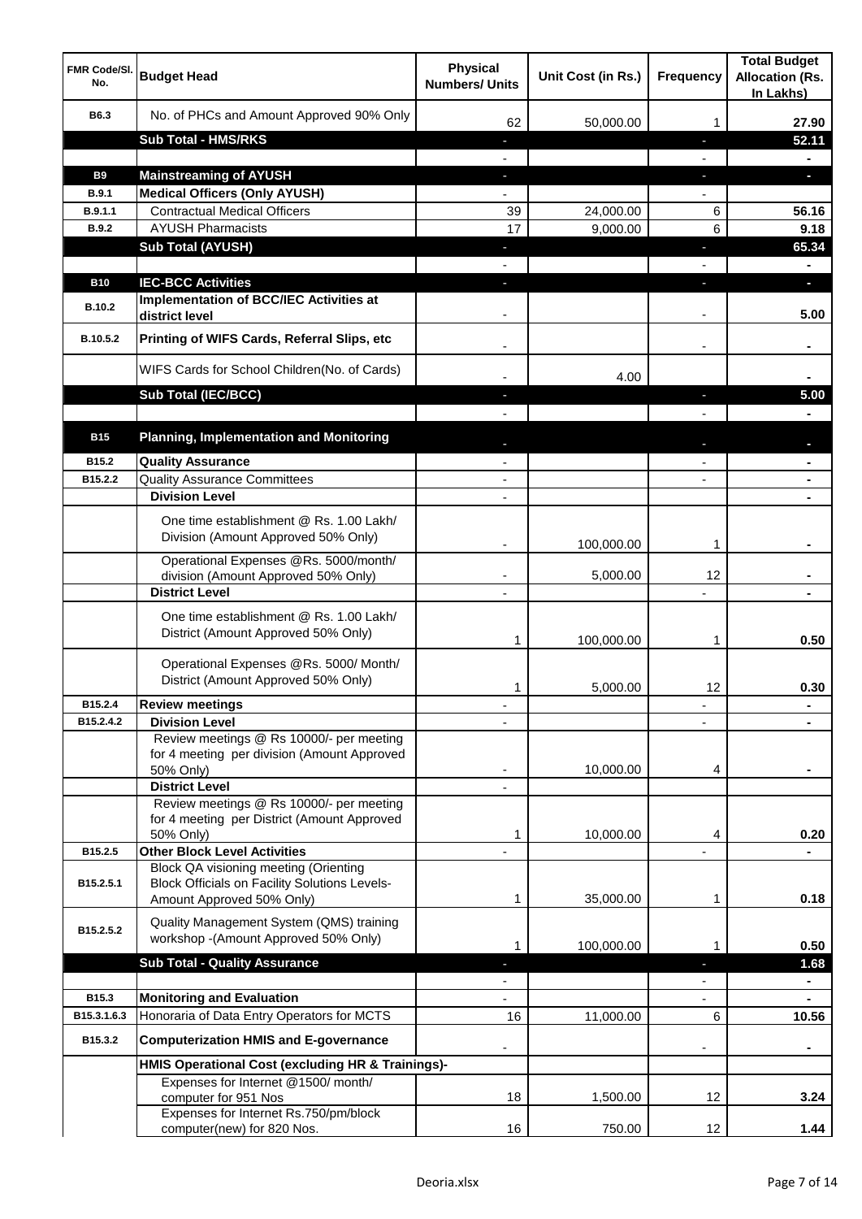| FMR Code/Sl. No. | Budget Head | Physical Numbers/ Units | Unit Cost (in Rs.) | Frequency | Total Budget Allocation (Rs. In Lakhs) |
|---|---|---|---|---|---|
| B6.3 | No. of PHCs and Amount Approved 90% Only | 62 | 50,000.00 | 1 | 27.90 |
| | **Sub Total - HMS/RKS** | - | | - | 52.11 |
| | | - | | - | - |
| B9 | **Mainstreaming of AYUSH** | - | | - | - |
| B.9.1 | **Medical Officers (Only AYUSH)** | - | | - | |
| B.9.1.1 | Contractual Medical Officers | 39 | 24,000.00 | 6 | 56.16 |
| B.9.2 | AYUSH Pharmacists | 17 | 9,000.00 | 6 | 9.18 |
| | **Sub Total (AYUSH)** | - | | - | 65.34 |
| | | - | | - | - |
| B10 | **IEC-BCC Activities** | - | | - | - |
| B.10.2 | **Implementation of BCC/IEC Activities at district level** | - | | - | 5.00 |
| B.10.5.2 | **Printing of WIFS Cards, Referral Slips, etc** | - | | - | - |
| | WIFS Cards for School Children(No. of Cards) | - | 4.00 | | - |
| | **Sub Total (IEC/BCC)** | - | | - | 5.00 |
| | | - | | - | - |
| B15 | **Planning, Implementation and Monitoring** | - | | - | - |
| B15.2 | **Quality Assurance** | - | | - | - |
| B15.2.2 | Quality Assurance Committees | - | | - | - |
| | **Division Level** | - | | | - |
| | One time establishment @ Rs. 1.00 Lakh/ Division (Amount Approved 50% Only) | - | 100,000.00 | 1 | - |
| | Operational Expenses @Rs. 5000/month/ division (Amount Approved 50% Only) | - | 5,000.00 | 12 | - |
| | **District Level** | - | | - | - |
| | One time establishment @ Rs. 1.00 Lakh/ District (Amount Approved 50% Only) | 1 | 100,000.00 | 1 | 0.50 |
| | Operational Expenses @Rs. 5000/ Month/ District (Amount Approved 50% Only) | 1 | 5,000.00 | 12 | 0.30 |
| B15.2.4 | **Review meetings** | - | | - | - |
| B15.2.4.2 | **Division Level** | - | | - | - |
| | Review meetings @ Rs 10000/- per meeting for 4 meeting per division (Amount Approved 50% Only) | - | 10,000.00 | 4 | - |
| | **District Level** | - | | | |
| | Review meetings @ Rs 10000/- per meeting for 4 meeting per District (Amount Approved 50% Only) | 1 | 10,000.00 | 4 | 0.20 |
| B15.2.5 | **Other Block Level Activities** | - | | - | - |
| B15.2.5.1 | Block QA visioning meeting (Orienting Block Officials on Facility Solutions Levels- Amount Approved 50% Only) | 1 | 35,000.00 | 1 | 0.18 |
| B15.2.5.2 | Quality Management System (QMS) training workshop -(Amount Approved 50% Only) | 1 | 100,000.00 | 1 | 0.50 |
| | **Sub Total - Quality Assurance** | - | | - | 1.68 |
| | | - | | - | - |
| B15.3 | **Monitoring and Evaluation** | - | | - | - |
| B15.3.1.6.3 | Honoraria of Data Entry Operators for MCTS | 16 | 11,000.00 | 6 | 10.56 |
| B15.3.2 | **Computerization HMIS and E-governance** | - | | - | - |
| | **HMIS Operational Cost (excluding HR & Trainings)-** | | | | |
| | Expenses for Internet @1500/ month/ computer for 951 Nos | 18 | 1,500.00 | 12 | 3.24 |
| | Expenses for Internet Rs.750/pm/block computer(new) for 820 Nos. | 16 | 750.00 | 12 | 1.44 |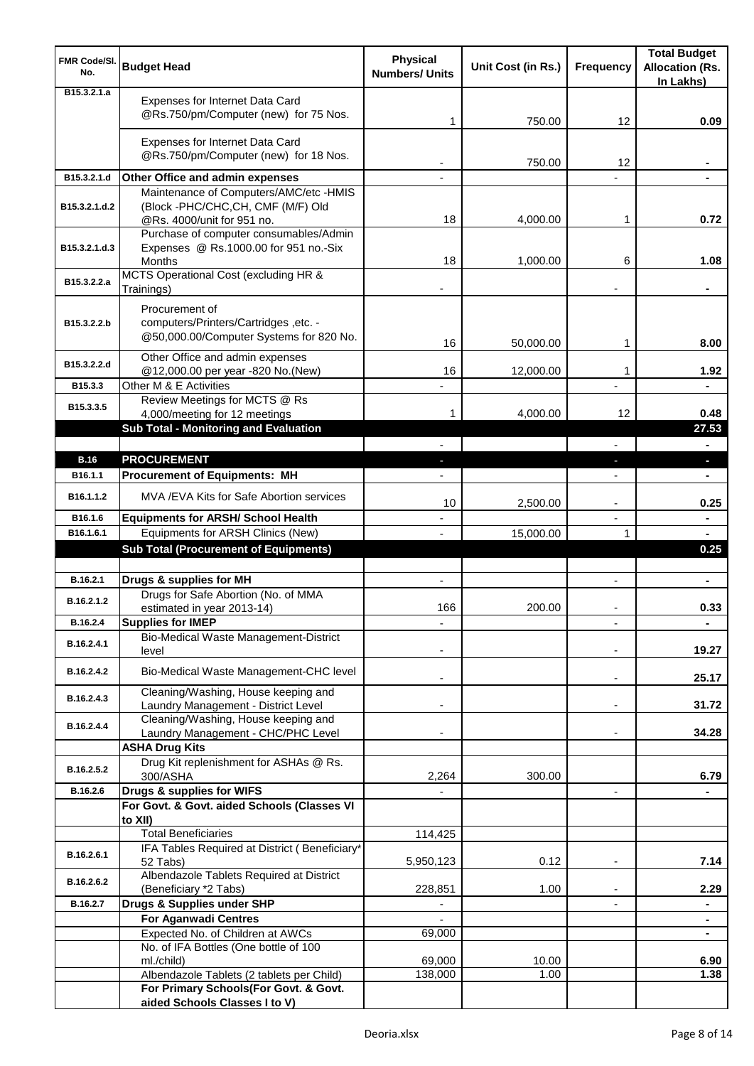| FMR Code/Sl. No. | Budget Head | Physical Numbers/ Units | Unit Cost (in Rs.) | Frequency | Total Budget Allocation (Rs. In Lakhs) |
|---|---|---|---|---|---|
| B15.3.2.1.a | Expenses for Internet Data Card @Rs.750/pm/Computer (new) for 75 Nos. | 1 | 750.00 | 12 | 0.09 |
| | Expenses for Internet Data Card @Rs.750/pm/Computer (new) for 18 Nos. | - | 750.00 | 12 | - |
| B15.3.2.1.d | **Other Office and admin expenses** | - | | - | - |
| B15.3.2.1.d.2 | Maintenance of Computers/AMC/etc -HMIS (Block -PHC/CHC,CH, CMF (M/F) Old @Rs. 4000/unit for 951 no. | 18 | 4,000.00 | 1 | 0.72 |
| B15.3.2.1.d.3 | Purchase of computer consumables/Admin Expenses @ Rs.1000.00 for 951 no.-Six Months | 18 | 1,000.00 | 6 | 1.08 |
| B15.3.2.2.a | MCTS Operational Cost (excluding HR & Trainings) | - | | - | - |
| B15.3.2.2.b | Procurement of computers/Printers/Cartridges ,etc. - @50,000.00/Computer Systems for 820 No. | 16 | 50,000.00 | 1 | 8.00 |
| B15.3.2.2.d | Other Office and admin expenses @12,000.00 per year -820 No.(New) | 16 | 12,000.00 | 1 | 1.92 |
| B15.3.3 | Other M & E Activities | - | | - | - |
| B15.3.3.5 | Review Meetings for MCTS @ Rs 4,000/meeting for 12 meetings | 1 | 4,000.00 | 12 | 0.48 |
| | **Sub Total - Monitoring and Evaluation** | | | | **27.53** |
| | | - | | - | - |
| **B.16** | **PROCUREMENT** | - | | - | - |
| B16.1.1 | **Procurement of Equipments: MH** | - | | - | - |
| B16.1.1.2 | MVA /EVA Kits for Safe Abortion services | 10 | 2,500.00 | - | 0.25 |
| B16.1.6 | **Equipments for ARSH/ School Health** | - | | - | - |
| B16.1.6.1 | Equipments for ARSH Clinics (New) | - | 15,000.00 | 1 | - |
| | **Sub Total (Procurement of Equipments)** | | | | **0.25** |
| | | | | | |
| B.16.2.1 | **Drugs & supplies for MH** | - | | - | - |
| B.16.2.1.2 | Drugs for Safe Abortion (No. of MMA estimated in year 2013-14) | 166 | 200.00 | - | 0.33 |
| B.16.2.4 | **Supplies for IMEP** | - | | - | - |
| B.16.2.4.1 | Bio-Medical Waste Management-District level | - | | - | 19.27 |
| B.16.2.4.2 | Bio-Medical Waste Management-CHC level | - | | - | 25.17 |
| B.16.2.4.3 | Cleaning/Washing, House keeping and Laundry Management - District Level | - | | - | 31.72 |
| B.16.2.4.4 | Cleaning/Washing, House keeping and Laundry Management - CHC/PHC Level | - | | - | 34.28 |
| | **ASHA Drug Kits** | | | | |
| B.16.2.5.2 | Drug Kit replenishment for ASHAs @ Rs. 300/ASHA | 2,264 | 300.00 | | 6.79 |
| B.16.2.6 | **Drugs & supplies for WIFS** | - | | - | - |
| | **For Govt. & Govt. aided Schools (Classes VI to XII)** | | | | |
| | Total Beneficiaries | 114,425 | | | |
| B.16.2.6.1 | IFA Tables Required at District ( Beneficiary* 52 Tabs) | 5,950,123 | 0.12 | - | 7.14 |
| B.16.2.6.2 | Albendazole Tablets Required at District (Beneficiary *2 Tabs) | 228,851 | 1.00 | - | 2.29 |
| B.16.2.7 | **Drugs & Supplies under SHP** | - | | - | - |
| | **For Aganwadi Centres** | - | | | - |
| | Expected No. of Children at AWCs | 69,000 | | | - |
| | No. of IFA Bottles (One bottle of 100 ml./child) | 69,000 | 10.00 | | 6.90 |
| | Albendazole Tablets (2 tablets per Child) | 138,000 | 1.00 | | 1.38 |
| | **For Primary Schools(For Govt. & Govt. aided Schools Classes I to V)** | | | | |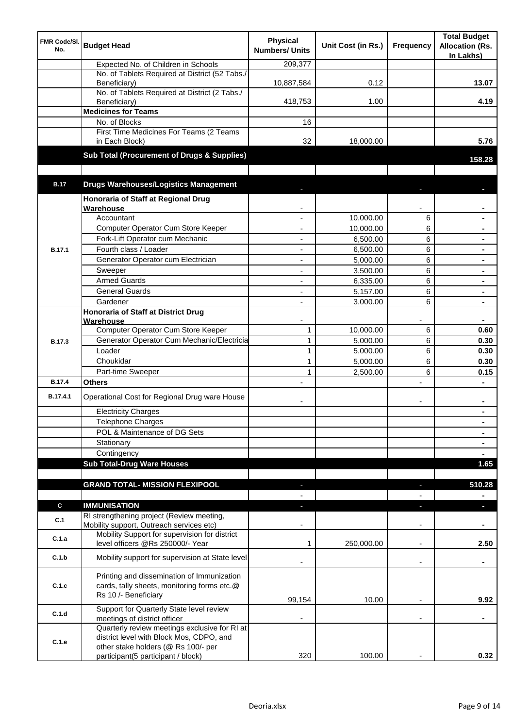| FMR Code/Sl. No. | Budget Head | Physical Numbers/ Units | Unit Cost (in Rs.) | Frequency | Total Budget Allocation (Rs. In Lakhs) |
|---|---|---|---|---|---|
| | Expected No. of Children in Schools | 209,377 | | | |
| | No. of Tablets Required at District (52 Tabs./ Beneficiary) | 10,887,584 | 0.12 | | 13.07 |
| | No. of Tablets Required at District (2 Tabs./ Beneficiary) | 418,753 | 1.00 | | 4.19 |
| | **Medicines for Teams** | | | | |
| | No. of Blocks | 16 | | | |
| | First Time Medicines For Teams (2 Teams in Each Block) | 32 | 18,000.00 | | 5.76 |
| | **Sub Total (Procurement of Drugs & Supplies)** | | | | **158.28** |
| | | | | | |
| **B.17** | **Drugs Warehouses/Logistics Management** | - | | - | - |
| B.17.1 | **Honoraria of Staff at Regional Drug Warehouse** | - | | - | - |
| | Accountant | - | 10,000.00 | 6 | - |
| | Computer Operator Cum Store Keeper | - | 10,000.00 | 6 | - |
| | Fork-Lift Operator cum Mechanic | - | 6,500.00 | 6 | - |
| | Fourth class / Loader | - | 6,500.00 | 6 | - |
| | Generator Operator cum Electrician | - | 5,000.00 | 6 | - |
| | Sweeper | - | 3,500.00 | 6 | - |
| | Armed Guards | - | 6,335.00 | 6 | - |
| | General Guards | - | 5,157.00 | 6 | - |
| | Gardener | - | 3,000.00 | 6 | - |
| B.17.3 | **Honoraria of Staff at District Drug Warehouse** | - | | - | - |
| | Computer Operator Cum Store Keeper | 1 | 10,000.00 | 6 | 0.60 |
| | Generator Operator Cum Mechanic/Electricia | 1 | 5,000.00 | 6 | 0.30 |
| | Loader | 1 | 5,000.00 | 6 | 0.30 |
| | Choukidar | 1 | 5,000.00 | 6 | 0.30 |
| | Part-time Sweeper | 1 | 2,500.00 | 6 | 0.15 |
| B.17.4 | **Others** | - | | - | - |
| B.17.4.1 | Operational Cost for Regional Drug ware House | - | | - | - |
| | Electricity Charges | | | | - |
| | Telephone Charges | | | | - |
| | POL & Maintenance of DG Sets | | | | - |
| | Stationary | | | | - |
| | Contingency | | | | - |
| | **Sub Total-Drug Ware Houses** | | | | **1.65** |
| | | | | | |
| | **GRAND TOTAL- MISSION FLEXIPOOL** | - | | - | **510.28** |
| | | - | | - | - |
| **C** | **IMMUNISATION** | - | | - | - |
| C.1 | RI strengthening project (Review meeting, Mobility support, Outreach services etc) | - | | - | - |
| C.1.a | Mobility Support for supervision for district level officers @Rs 250000/- Year | 1 | 250,000.00 | - | 2.50 |
| C.1.b | Mobility support for supervision at State level | - | | - | - |
| C.1.c | Printing and dissemination of Immunization cards, tally sheets, monitoring forms etc.@ Rs 10 /- Beneficiary | 99,154 | 10.00 | - | 9.92 |
| C.1.d | Support for Quarterly State level review meetings of district officer | - | | - | - |
| C.1.e | Quarterly review meetings exclusive for RI at district level with Block Mos, CDPO, and other stake holders (@ Rs 100/- per participant(5 participant / block) | 320 | 100.00 | - | 0.32 |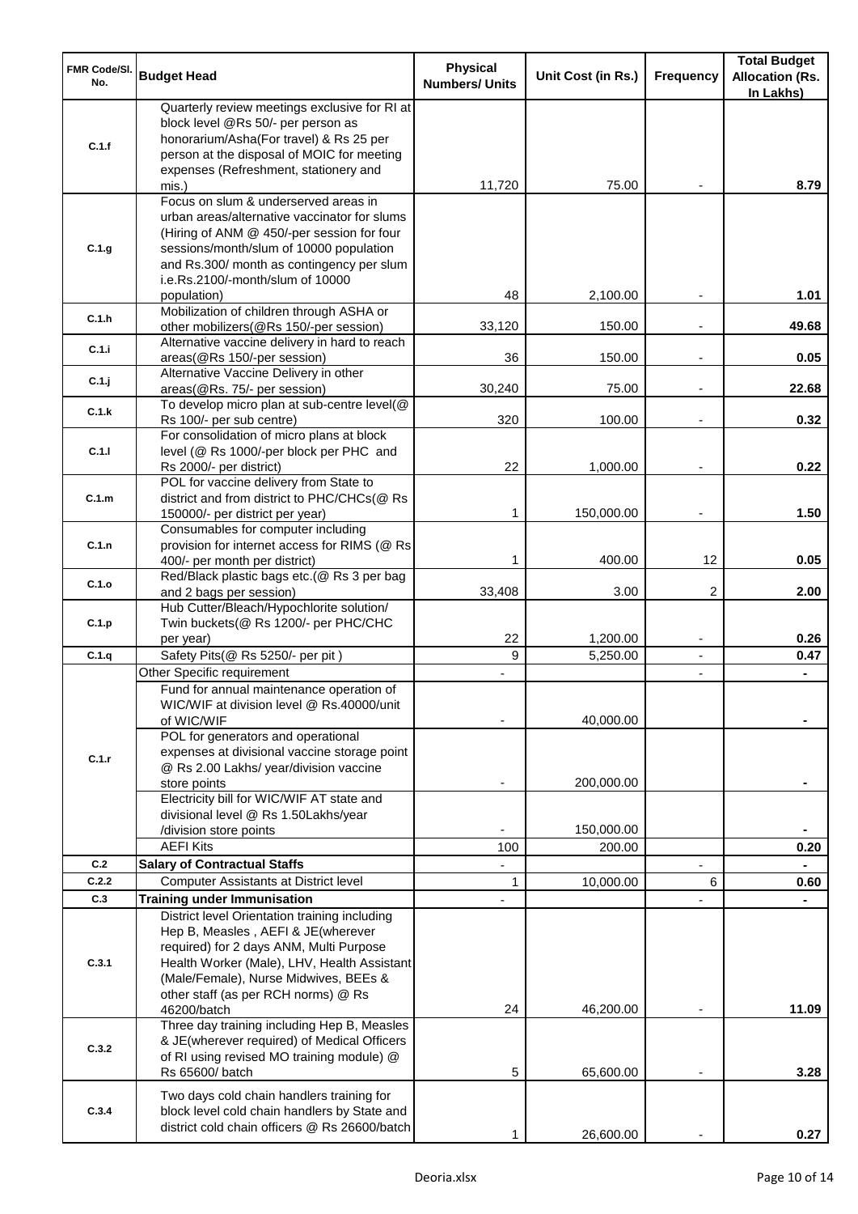| FMR Code/Sl. No. | Budget Head | Physical Numbers/ Units | Unit Cost (in Rs.) | Frequency | Total Budget Allocation (Rs. In Lakhs) |
|---|---|---|---|---|---|
| C.1.f | Quarterly review meetings exclusive for RI at block level @Rs 50/- per person as honorarium/Asha(For travel) & Rs 25 per person at the disposal of MOIC for meeting expenses (Refreshment, stationery and mis.) | 11,720 | 75.00 | - | 8.79 |
| C.1.g | Focus on slum & underserved areas in urban areas/alternative vaccinator for slums (Hiring of ANM @ 450/-per session for four sessions/month/slum of 10000 population and Rs.300/ month as contingency per slum i.e.Rs.2100/-month/slum of 10000 population) | 48 | 2,100.00 | - | 1.01 |
| C.1.h | Mobilization of children through ASHA or other mobilizers(@Rs 150/-per session) | 33,120 | 150.00 | - | 49.68 |
| C.1.i | Alternative vaccine delivery in hard to reach areas(@Rs 150/-per session) | 36 | 150.00 | - | 0.05 |
| C.1.j | Alternative Vaccine Delivery in other areas(@Rs. 75/- per session) | 30,240 | 75.00 | - | 22.68 |
| C.1.k | To develop micro plan at sub-centre level(@ Rs 100/- per sub centre) | 320 | 100.00 | - | 0.32 |
| C.1.l | For consolidation of micro plans at block level (@ Rs 1000/-per block per PHC and Rs 2000/- per district) | 22 | 1,000.00 | - | 0.22 |
| C.1.m | POL for vaccine delivery from State to district and from district to PHC/CHCs(@ Rs 150000/- per district per year) | 1 | 150,000.00 | - | 1.50 |
| C.1.n | Consumables for computer including provision for internet access for RIMS (@ Rs 400/- per month per district) | 1 | 400.00 | 12 | 0.05 |
| C.1.o | Red/Black plastic bags etc.(@ Rs 3 per bag and 2 bags per session) | 33,408 | 3.00 | 2 | 2.00 |
| C.1.p | Hub Cutter/Bleach/Hypochlorite solution/ Twin buckets(@ Rs 1200/- per PHC/CHC per year) | 22 | 1,200.00 | - | 0.26 |
| C.1.q | Safety Pits(@ Rs 5250/- per pit ) | 9 | 5,250.00 | - | 0.47 |
| C.1.r | Other Specific requirement | - | | - | - |
| | Fund for annual maintenance operation of WIC/WIF at division level @ Rs.40000/unit of WIC/WIF | - | 40,000.00 | | - |
| | POL for generators and operational expenses at divisional vaccine storage point @ Rs 2.00 Lakhs/ year/division vaccine store points | - | 200,000.00 | | - |
| | Electricity bill for WIC/WIF AT state and divisional level @ Rs 1.50Lakhs/year /division store points | - | 150,000.00 | | - |
| | AEFI Kits | 100 | 200.00 | | 0.20 |
| C.2 | **Salary of Contractual Staffs** | - | | - | - |
| C.2.2 | Computer Assistants at District level | 1 | 10,000.00 | 6 | 0.60 |
| C.3 | **Training under Immunisation** | - | | - | - |
| C.3.1 | District level Orientation training including Hep B, Measles , AEFI & JE(wherever required) for 2 days ANM, Multi Purpose Health Worker (Male), LHV, Health Assistant (Male/Female), Nurse Midwives, BEEs & other staff (as per RCH norms) @ Rs 46200/batch | 24 | 46,200.00 | - | 11.09 |
| C.3.2 | Three day training including Hep B, Measles & JE(wherever required) of Medical Officers of RI using revised MO training module) @ Rs 65600/ batch | 5 | 65,600.00 | - | 3.28 |
| C.3.4 | Two days cold chain handlers training for block level cold chain handlers by State and district cold chain officers @ Rs 26600/batch | 1 | 26,600.00 | - | 0.27 |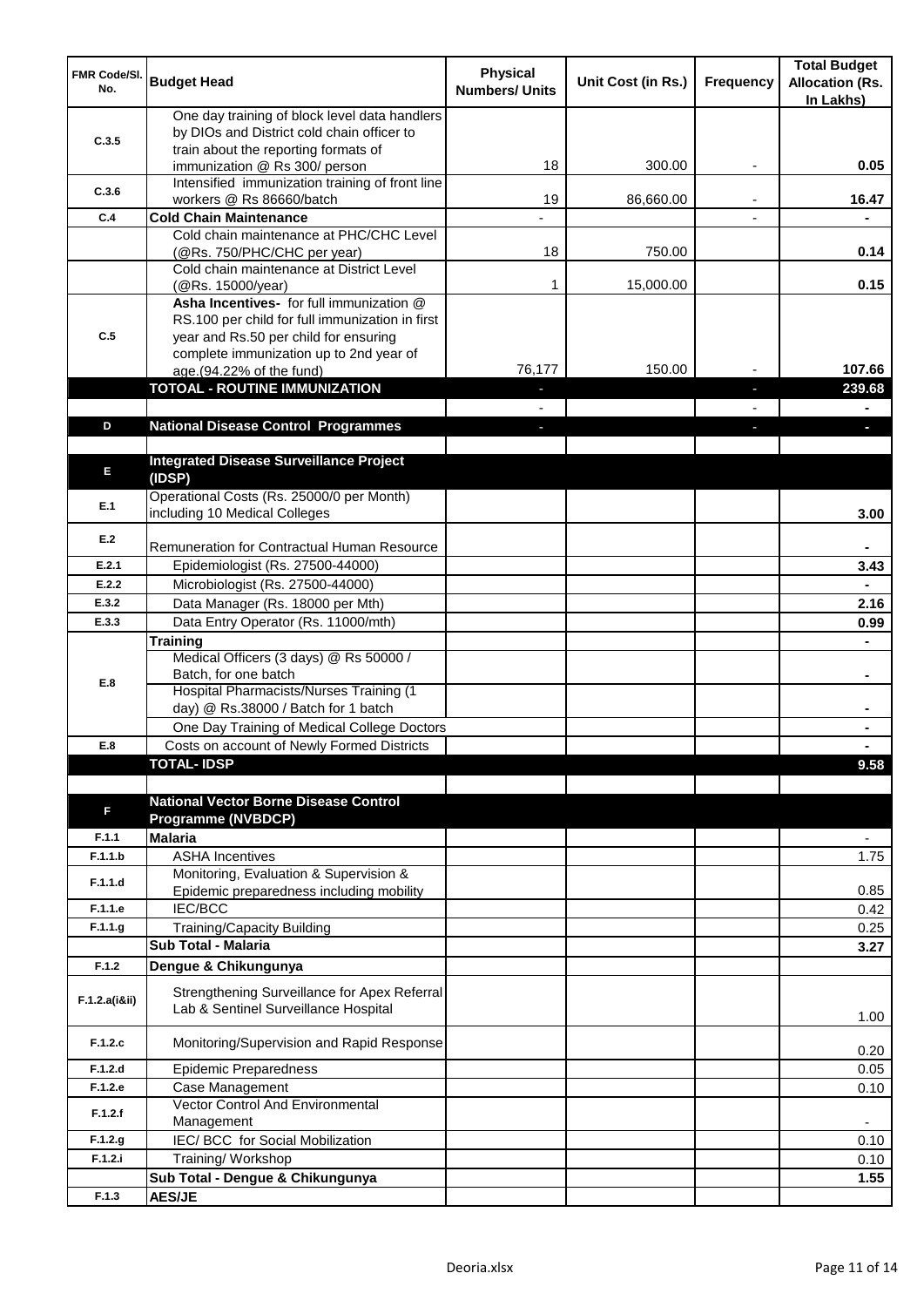| FMR Code/Sl. No. | Budget Head | Physical Numbers/ Units | Unit Cost (in Rs.) | Frequency | Total Budget Allocation (Rs. In Lakhs) |
|---|---|---|---|---|---|
| C.3.5 | One day training of block level data handlers by DIOs and District cold chain officer to train about the reporting formats of immunization @ Rs 300/ person | 18 | 300.00 | - | 0.05 |
| C.3.6 | Intensified immunization training of front line workers @ Rs 86660/batch | 19 | 86,660.00 | - | 16.47 |
| C.4 | **Cold Chain Maintenance** | - | | - | - |
| | Cold chain maintenance at PHC/CHC Level (@Rs. 750/PHC/CHC per year) | 18 | 750.00 | | 0.14 |
| | Cold chain maintenance at District Level (@Rs. 15000/year) | 1 | 15,000.00 | | 0.15 |
| C.5 | **Asha Incentives-** for full immunization @ RS.100 per child for full immunization in first year and Rs.50 per child for ensuring complete immunization up to 2nd year of age.(94.22% of the fund) | 76,177 | 150.00 | - | 107.66 |
| | **TOTOAL - ROUTINE IMMUNIZATION** | - | | - | **239.68** |
| | | - | | - | - |
| **D** | **National Disease Control Programmes** | - | | - | - |
| | | | | | |
| **E** | **Integrated Disease Surveillance Project (IDSP)** | | | | |
| E.1 | Operational Costs (Rs. 25000/0 per Month) including 10 Medical Colleges | | | | 3.00 |
| E.2 | Remuneration for Contractual Human Resource | | | | - |
| E.2.1 | Epidemiologist (Rs. 27500-44000) | | | | 3.43 |
| E.2.2 | Microbiologist (Rs. 27500-44000) | | | | - |
| E.3.2 | Data Manager (Rs. 18000 per Mth) | | | | 2.16 |
| E.3.3 | Data Entry Operator (Rs. 11000/mth) | | | | 0.99 |
| | **Training** | | | | - |
| E.8 | Medical Officers (3 days) @ Rs 50000 / Batch, for one batch | | | | - |
| | Hospital Pharmacists/Nurses Training (1 day) @ Rs.38000 / Batch for 1 batch | | | | - |
| | One Day Training of Medical College Doctors | | | | - |
| E.8 | Costs on account of Newly Formed Districts | | | | - |
| | **TOTAL- IDSP** | | | | **9.58** |
| | | | | | |
| **F** | **National Vector Borne Disease Control Programme (NVBDCP)** | | | | |
| F.1.1 | **Malaria** | | | | - |
| F.1.1.b | ASHA Incentives | | | | 1.75 |
| F.1.1.d | Monitoring, Evaluation & Supervision & Epidemic preparedness including mobility | | | | 0.85 |
| F.1.1.e | IEC/BCC | | | | 0.42 |
| F.1.1.g | Training/Capacity Building | | | | 0.25 |
| | **Sub Total - Malaria** | | | | **3.27** |
| F.1.2 | **Dengue & Chikungunya** | | | | |
| F.1.2.a(i&ii) | Strengthening Surveillance for Apex Referral Lab & Sentinel Surveillance Hospital | | | | 1.00 |
| F.1.2.c | Monitoring/Supervision and Rapid Response | | | | 0.20 |
| F.1.2.d | Epidemic Preparedness | | | | 0.05 |
| F.1.2.e | Case Management | | | | 0.10 |
| F.1.2.f | Vector Control And Environmental Management | | | | - |
| F.1.2.g | IEC/ BCC for Social Mobilization | | | | 0.10 |
| F.1.2.i | Training/ Workshop | | | | 0.10 |
| | **Sub Total - Dengue & Chikungunya** | | | | **1.55** |
| F.1.3 | **AES/JE** | | | | |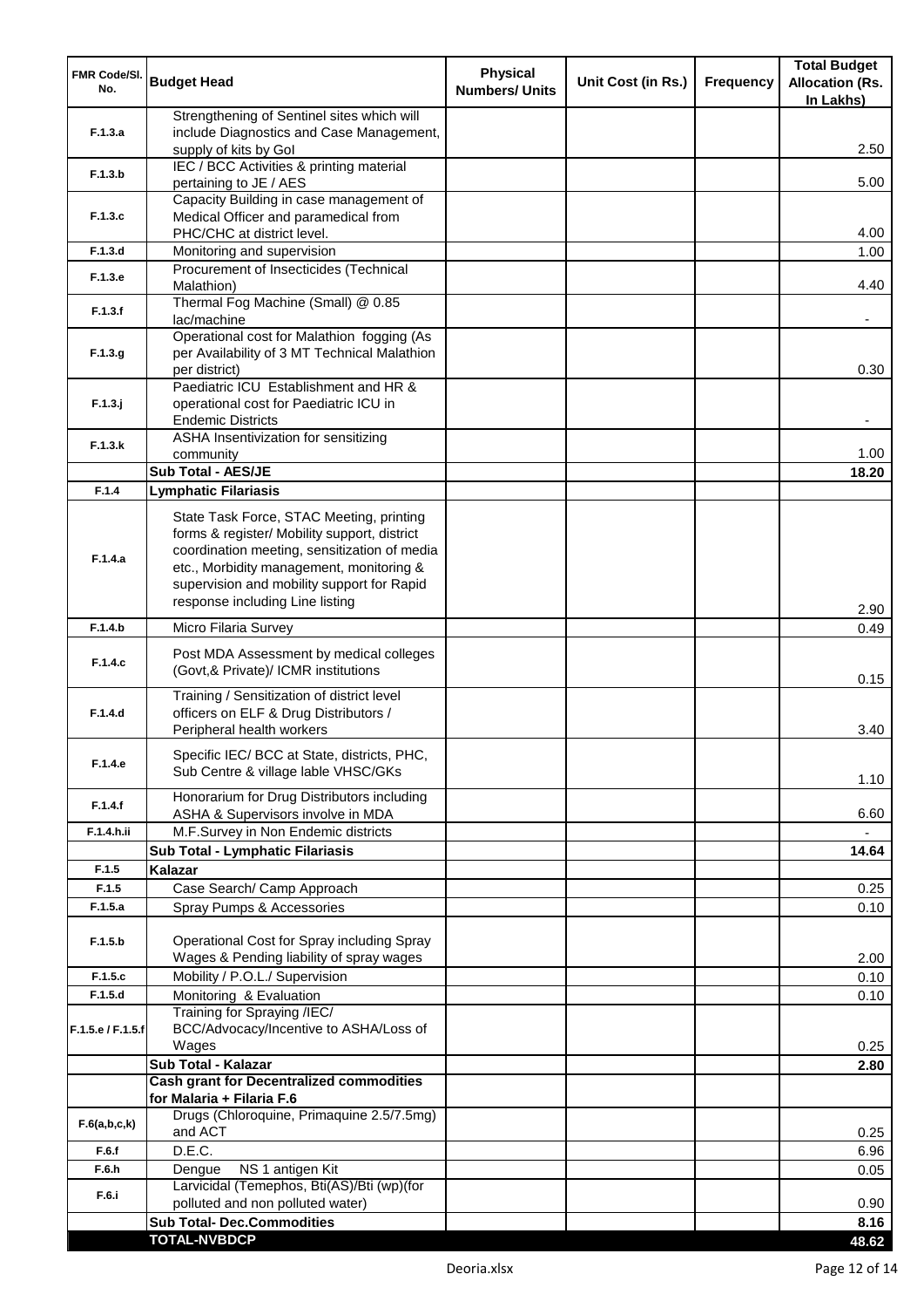| FMR Code/Sl. No. | Budget Head | Physical Numbers/ Units | Unit Cost (in Rs.) | Frequency | Total Budget Allocation (Rs. In Lakhs) |
|---|---|---|---|---|---|
| F.1.3.a | Strengthening of Sentinel sites which will include Diagnostics and Case Management, supply of kits by GoI | | | | 2.50 |
| F.1.3.b | IEC / BCC Activities & printing material pertaining to JE / AES | | | | 5.00 |
| F.1.3.c | Capacity Building in case management of Medical Officer and paramedical from PHC/CHC at district level. | | | | 4.00 |
| F.1.3.d | Monitoring and supervision | | | | 1.00 |
| F.1.3.e | Procurement of Insecticides (Technical Malathion) | | | | 4.40 |
| F.1.3.f | Thermal Fog Machine (Small) @ 0.85 lac/machine | | | | - |
| F.1.3.g | Operational cost for Malathion fogging (As per Availability of 3 MT Technical Malathion per district) | | | | 0.30 |
| F.1.3.j | Paediatric ICU Establishment and HR & operational cost for Paediatric ICU in Endemic Districts | | | | - |
| F.1.3.k | ASHA Insentivization for sensitizing community | | | | 1.00 |
| | **Sub Total - AES/JE** | | | | **18.20** |
| F.1.4 | **Lymphatic Filariasis** | | | | |
| F.1.4.a | State Task Force, STAC Meeting, printing forms & register/ Mobility support, district coordination meeting, sensitization of media etc., Morbidity management, monitoring & supervision and mobility support for Rapid response including Line listing | | | | 2.90 |
| F.1.4.b | Micro Filaria Survey | | | | 0.49 |
| F.1.4.c | Post MDA Assessment by medical colleges (Govt,& Private)/ ICMR institutions | | | | 0.15 |
| F.1.4.d | Training / Sensitization of district level officers on ELF & Drug Distributors / Peripheral health workers | | | | 3.40 |
| F.1.4.e | Specific IEC/ BCC at State, districts, PHC, Sub Centre & village lable VHSC/GKs | | | | 1.10 |
| F.1.4.f | Honorarium for Drug Distributors including ASHA & Supervisors involve in MDA | | | | 6.60 |
| F.1.4.h.ii | M.F.Survey in Non Endemic districts | | | | - |
| | **Sub Total - Lymphatic Filariasis** | | | | **14.64** |
| F.1.5 | **Kalazar** | | | | |
| F.1.5 | Case Search/ Camp Approach | | | | 0.25 |
| F.1.5.a | Spray Pumps & Accessories | | | | 0.10 |
| F.1.5.b | Operational Cost for Spray including Spray Wages & Pending liability of spray wages | | | | 2.00 |
| F.1.5.c | Mobility / P.O.L./ Supervision | | | | 0.10 |
| F.1.5.d | Monitoring & Evaluation | | | | 0.10 |
| F.1.5.e / F.1.5.f | Training for Spraying /IEC/ BCC/Advocacy/Incentive to ASHA/Loss of Wages | | | | 0.25 |
| | **Sub Total - Kalazar** | | | | **2.80** |
| | **Cash grant for Decentralized commodities for Malaria + Filaria F.6** | | | | |
| F.6(a,b,c,k) | Drugs (Chloroquine, Primaquine 2.5/7.5mg) and ACT | | | | 0.25 |
| F.6.f | D.E.C. | | | | 6.96 |
| F.6.h | Dengue NS 1 antigen Kit | | | | 0.05 |
| F.6.i | Larvicidal (Temephos, Bti(AS)/Bti (wp)(for polluted and non polluted water) | | | | 0.90 |
| | **Sub Total- Dec.Commodities** | | | | **8.16** |
| | **TOTAL-NVBDCP** | | | | **48.62** |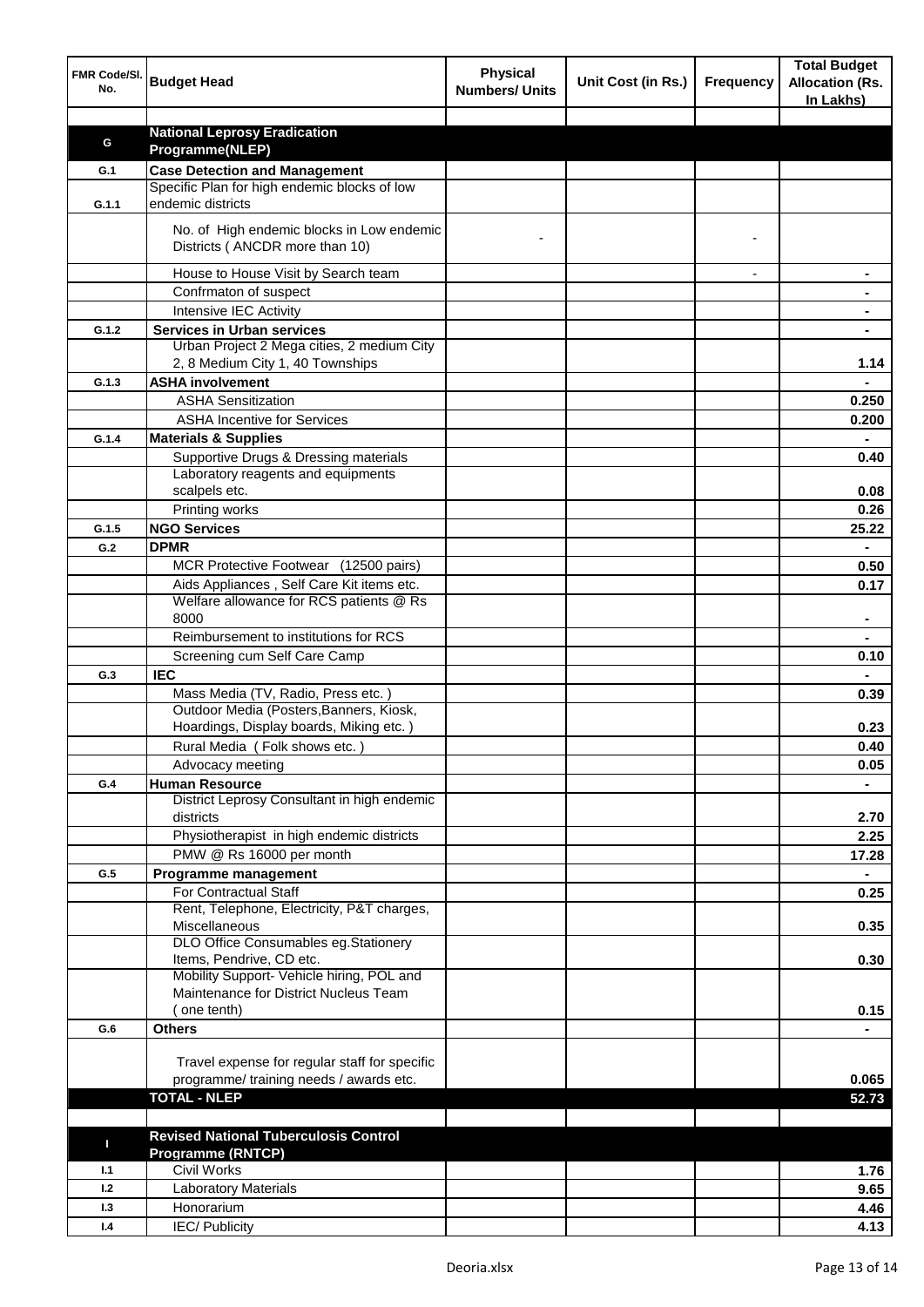| FMR Code/Sl. No. | Budget Head | Physical Numbers/ Units | Unit Cost (in Rs.) | Frequency | Total Budget Allocation (Rs. In Lakhs) |
|---|---|---|---|---|---|
| | | | | | |
| **G** | **National Leprosy Eradication Programme(NLEP)** | | | | |
| **G.1** | **Case Detection and Management** | | | | |
| **G.1.1** | Specific Plan for high endemic blocks of low endemic districts | | | | |
| | No. of High endemic blocks in Low endemic Districts ( ANCDR more than 10) | - | | - | |
| | House to House Visit by Search team | | | - | - |
| | Confrmaton of suspect | | | | - |
| | Intensive IEC Activity | | | | - |
| **G.1.2** | **Services in Urban services** | | | | - |
| | Urban Project 2 Mega cities, 2 medium City 2, 8 Medium City 1, 40 Townships | | | | 1.14 |
| **G.1.3** | **ASHA involvement** | | | | - |
| | ASHA Sensitization | | | | 0.250 |
| | ASHA Incentive for Services | | | | 0.200 |
| **G.1.4** | **Materials & Supplies** | | | | - |
| | Supportive Drugs & Dressing materials | | | | 0.40 |
| | Laboratory reagents and equipments scalpels etc. | | | | 0.08 |
| | Printing works | | | | 0.26 |
| **G.1.5** | **NGO Services** | | | | 25.22 |
| **G.2** | **DPMR** | | | | - |
| | MCR Protective Footwear (12500 pairs) | | | | 0.50 |
| | Aids Appliances , Self Care Kit items etc. | | | | 0.17 |
| | Welfare allowance for RCS patients @ Rs 8000 | | | | - |
| | Reimbursement to institutions for RCS | | | | - |
| | Screening cum Self Care Camp | | | | 0.10 |
| **G.3** | **IEC** | | | | - |
| | Mass Media (TV, Radio, Press etc. ) | | | | 0.39 |
| | Outdoor Media (Posters,Banners, Kiosk, Hoardings, Display boards, Miking etc. ) | | | | 0.23 |
| | Rural Media ( Folk shows etc. ) | | | | 0.40 |
| | Advocacy meeting | | | | 0.05 |
| **G.4** | **Human Resource** | | | | - |
| | District Leprosy Consultant in high endemic districts | | | | 2.70 |
| | Physiotherapist in high endemic districts | | | | 2.25 |
| | PMW @ Rs 16000 per month | | | | 17.28 |
| **G.5** | **Programme management** | | | | - |
| | For Contractual Staff | | | | 0.25 |
| | Rent, Telephone, Electricity, P&T charges, Miscellaneous | | | | 0.35 |
| | DLO Office Consumables eg.Stationery Items, Pendrive, CD etc. | | | | 0.30 |
| | Mobility Support- Vehicle hiring, POL and Maintenance for District Nucleus Team ( one tenth) | | | | 0.15 |
| **G.6** | **Others** | | | | - |
| | Travel expense for regular staff for specific programme/ training needs / awards etc. | | | | 0.065 |
| | **TOTAL - NLEP** | | | | **52.73** |
| | | | | | |
| **I** | **Revised National Tuberculosis Control Programme (RNTCP)** | | | | |
| **I.1** | Civil Works | | | | 1.76 |
| **I.2** | Laboratory Materials | | | | 9.65 |
| **I.3** | Honorarium | | | | 4.46 |
| **I.4** | IEC/ Publicity | | | | 4.13 |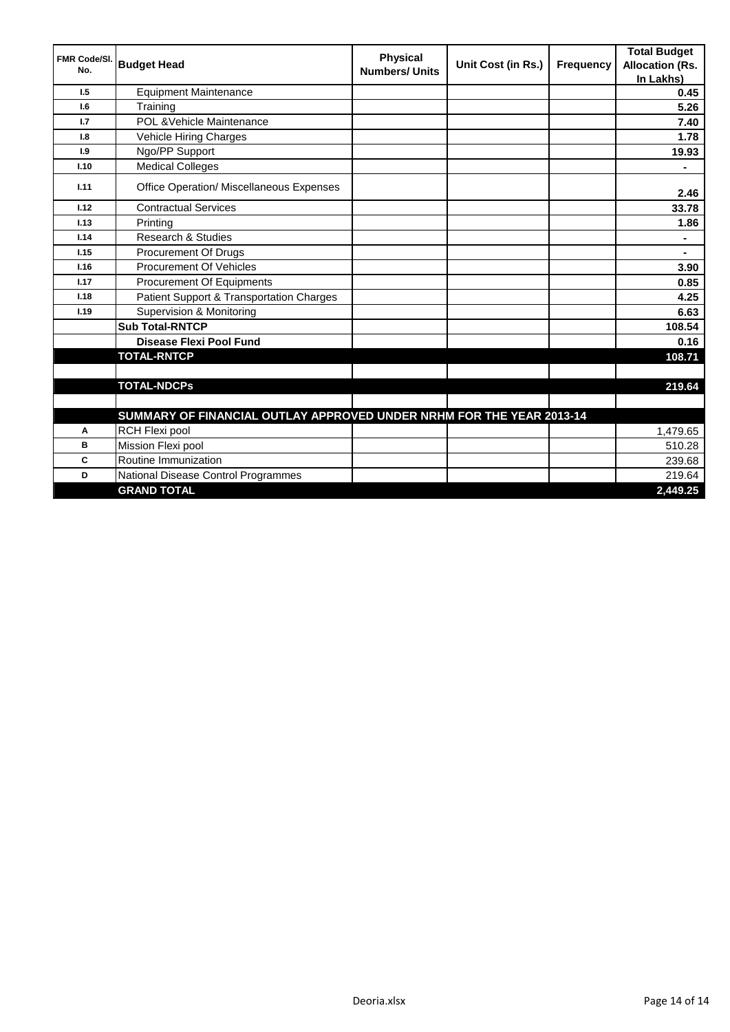| FMR Code/Sl. No. | Budget Head | Physical Numbers/ Units | Unit Cost (in Rs.) | Frequency | Total Budget Allocation (Rs. In Lakhs) |
|---|---|---|---|---|---|
| I.5 | Equipment Maintenance | | | | **0.45** |
| I.6 | Training | | | | **5.26** |
| I.7 | POL &Vehicle Maintenance | | | | **7.40** |
| I.8 | Vehicle Hiring Charges | | | | **1.78** |
| I.9 | Ngo/PP Support | | | | **19.93** |
| I.10 | Medical Colleges | | | | **-** |
| I.11 | Office Operation/ Miscellaneous Expenses | | | | **2.46** |
| I.12 | Contractual Services | | | | **33.78** |
| I.13 | Printing | | | | **1.86** |
| I.14 | Research & Studies | | | | **-** |
| I.15 | Procurement Of Drugs | | | | **-** |
| I.16 | Procurement Of Vehicles | | | | **3.90** |
| I.17 | Procurement Of Equipments | | | | **0.85** |
| I.18 | Patient Support & Transportation Charges | | | | **4.25** |
| I.19 | Supervision & Monitoring | | | | **6.63** |
| | **Sub Total-RNTCP** | | | | **108.54** |
| | **Disease Flexi Pool Fund** | | | | **0.16** |
| | **TOTAL-RNTCP** | | | | **108.71** |
| | | | | | |
| | **TOTAL-NDCPs** | | | | **219.64** |
| | | | | | |
| | **SUMMARY OF FINANCIAL OUTLAY APPROVED UNDER NRHM FOR THE YEAR 2013-14** | | | | |
| A | RCH Flexi pool | | | | 1,479.65 |
| B | Mission Flexi pool | | | | 510.28 |
| C | Routine Immunization | | | | 239.68 |
| D | National Disease Control Programmes | | | | 219.64 |
| | **GRAND TOTAL** | | | | **2,449.25** |